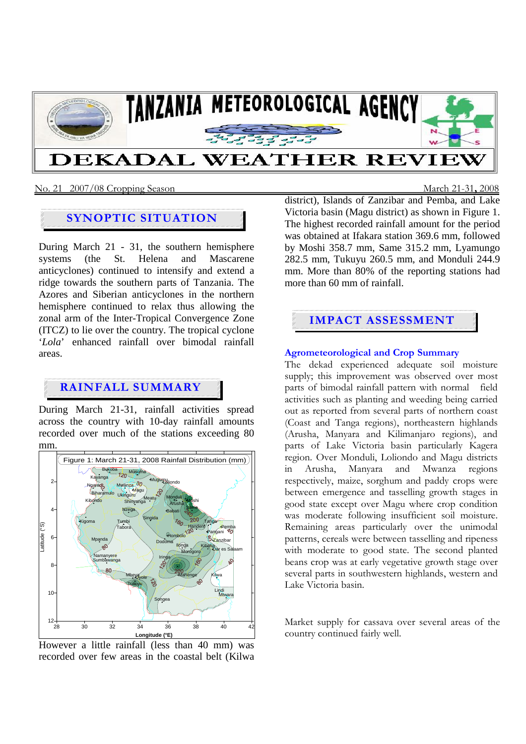# TANZANIA METEOROLOGICAL AGENCY

# DEKADAL WEATHER REVIEW

No. 21 2007/08 Cropping Season — March 21-31, 2008

## SYNOPTIC SITUATION

During March 21 - 31, the southern hemisphere systems (the St. Helena and Mascarene anticyclones) continued to intensify and extend a ridge towards the southern parts of Tanzania. The Azores and Siberian anticyclones in the northern hemisphere continued to relax thus allowing the zonal arm of the Inter-Tropical Convergence Zone (ITCZ) to lie over the country. The tropical cyclone '*Lola*' enhanced rainfall over bimodal rainfall areas.

## RAINFALL SUMMARY

During March 21-31, rainfall activities spread across the country with 10-day rainfall amounts recorded over much of the stations exceeding 80 mm.

Figure 1: March 21-31, 2008 Rainfall Distribution (mm)

However a little rainfall (less than 40 mm) was recorded over few areas in the coastal belt (Kilwa district), Islands of Zanzibar and Pemba, and Lake Victoria basin (Magu district) as shown in Figure 1. The highest recorded rainfall amount for the period was obtained at Ifakara station 369.6 mm, followed by Moshi 358.7 mm, Same 315.2 mm, Lyamungo 282.5 mm, Tukuyu 260.5 mm, and Monduli 244.9 mm. More than 80% of the reporting stations had more than 60 mm of rainfall.

## IMPACT ASSESSMENT

### Agrometeorological and Crop Summary

The dekad experienced adequate soil moisture supply; this improvement was observed over most parts of bimodal rainfall pattern with normal field activities such as planting and weeding being carried out as reported from several parts of northern coast (Coast and Tanga regions), northeastern highlands (Arusha, Manyara and Kilimanjaro regions), and parts of Lake Victoria basin particularly Kagera region. Over Monduli, Loliondo and Magu districts in Arusha, Manyara and Mwanza regions respectively, maize, sorghum and paddy crops were between emergence and tasselling growth stages in good state except over Magu where crop condition was moderate following insufficient soil moisture. Remaining areas particularly over the unimodal patterns, cereals were between tasselling and ripeness with moderate to good state. The second planted beans crop was at early vegetative growth stage over several parts of southwestern highlands, western and Lake Victoria basin.

Market supply for cassava over several areas of the country continued fairly well.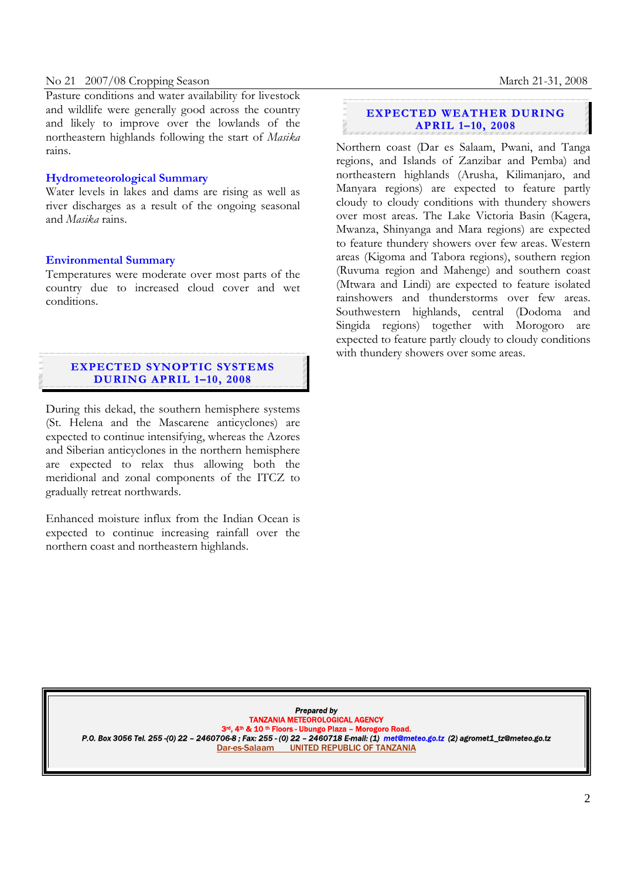Pasture conditions and water availability for livestock and wildlife were generally good across the country and likely to improve over the lowlands of the northeastern highlands following the start of *Masika* rains.

## Hydrometeorological Summary

Water levels in lakes and dams are rising as well as river discharges as a result of the ongoing seasonal and *Masika* rains.

## Environmental Summary

Temperatures were moderate over most parts of the country due to increased cloud cover and wet conditions.

## EXPECTED SYNOPTIC SYSTEMS DURING APRIL 1–10, 2008

During this dekad, the southern hemisphere systems (St. Helena and the Mascarene anticyclones) are expected to continue intensifying, whereas the Azores and Siberian anticyclones in the northern hemisphere are expected to relax thus allowing both the meridional and zonal components of the ITCZ to gradually retreat northwards.

Enhanced moisture influx from the Indian Ocean is expected to continue increasing rainfall over the northern coast and northeastern highlands.

## EXPECTED WEATHER DURING APRIL 1–10, 2008

Northern coast (Dar es Salaam, Pwani, and Tanga regions, and Islands of Zanzibar and Pemba) and northeastern highlands (Arusha, Kilimanjaro, and Manyara regions) are expected to feature partly cloudy to cloudy conditions with thundery showers over most areas. The Lake Victoria Basin (Kagera, Mwanza, Shinyanga and Mara regions) are expected to feature thundery showers over few areas. Western areas (Kigoma and Tabora regions), southern region (Ruvuma region and Mahenge) and southern coast (Mtwara and Lindi) are expected to feature isolated rainshowers and thunderstorms over few areas. Southwestern highlands, central (Dodoma and Singida regions) together with Morogoro are expected to feature partly cloudy to cloudy conditions with thundery showers over some areas.

***Prepared by***
**TANZANIA METEOROLOGICAL AGENCY**
**3rd, 4th & 10th Floors - Ubungo Plaza – Morogoro Road.**
***P.O. Box 3056 Tel. 255 -(0) 22 – 2460706-8 ; Fax: 255 - (0) 22 – 2460718 E-mail: (1) met@meteo.go.tz (2) agromet1_tz@meteo.go.tz***
Dar-es-Salaam UNITED REPUBLIC OF TANZANIA